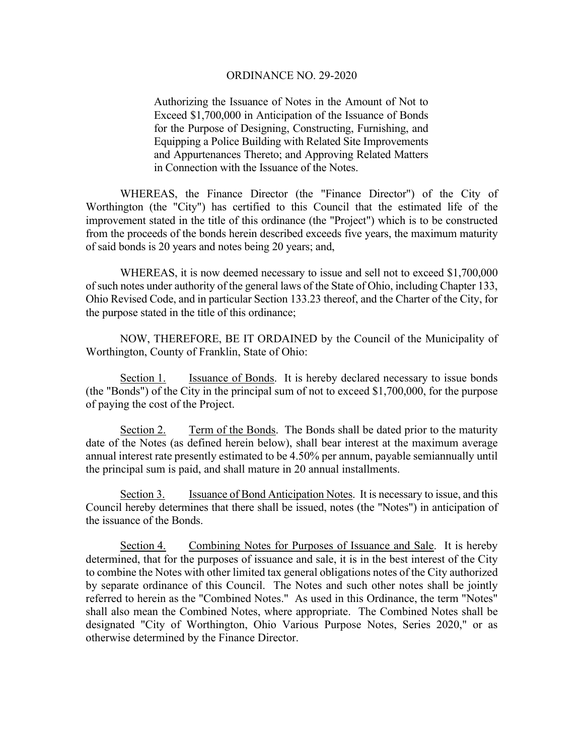# ORDINANCE NO. 29-2020

Authorizing the Issuance of Notes in the Amount of Not to Exceed $1,700,000 in Anticipation of the Issuance of Bonds for the Purpose of Designing, Constructing, Furnishing, and Equipping a Police Building with Related Site Improvements and Appurtenances Thereto; and Approving Related Matters in Connection with the Issuance of the Notes.

WHEREAS, the Finance Director (the "Finance Director") of the City of Worthington (the "City") has certified to this Council that the estimated life of the improvement stated in the title of this ordinance (the "Project") which is to be constructed from the proceeds of the bonds herein described exceeds five years, the maximum maturity of said bonds is 20 years and notes being 20 years; and,

WHEREAS, it is now deemed necessary to issue and sell not to exceed $1,700,000 of such notes under authority of the general laws of the State of Ohio, including Chapter 133, Ohio Revised Code, and in particular Section 133.23 thereof, and the Charter of the City, for the purpose stated in the title of this ordinance;

NOW, THEREFORE, BE IT ORDAINED by the Council of the Municipality of Worthington, County of Franklin, State of Ohio:

Section 1. Issuance of Bonds. It is hereby declared necessary to issue bonds (the "Bonds") of the City in the principal sum of not to exceed $1,700,000, for the purpose of paying the cost of the Project.

Section 2. Term of the Bonds. The Bonds shall be dated prior to the maturity date of the Notes (as defined herein below), shall bear interest at the maximum average annual interest rate presently estimated to be 4.50% per annum, payable semiannually until the principal sum is paid, and shall mature in 20 annual installments.

Section 3. Issuance of Bond Anticipation Notes. It is necessary to issue, and this Council hereby determines that there shall be issued, notes (the "Notes") in anticipation of the issuance of the Bonds.

Section 4. Combining Notes for Purposes of Issuance and Sale. It is hereby determined, that for the purposes of issuance and sale, it is in the best interest of the City to combine the Notes with other limited tax general obligations notes of the City authorized by separate ordinance of this Council. The Notes and such other notes shall be jointly referred to herein as the "Combined Notes." As used in this Ordinance, the term "Notes" shall also mean the Combined Notes, where appropriate. The Combined Notes shall be designated "City of Worthington, Ohio Various Purpose Notes, Series 2020," or as otherwise determined by the Finance Director.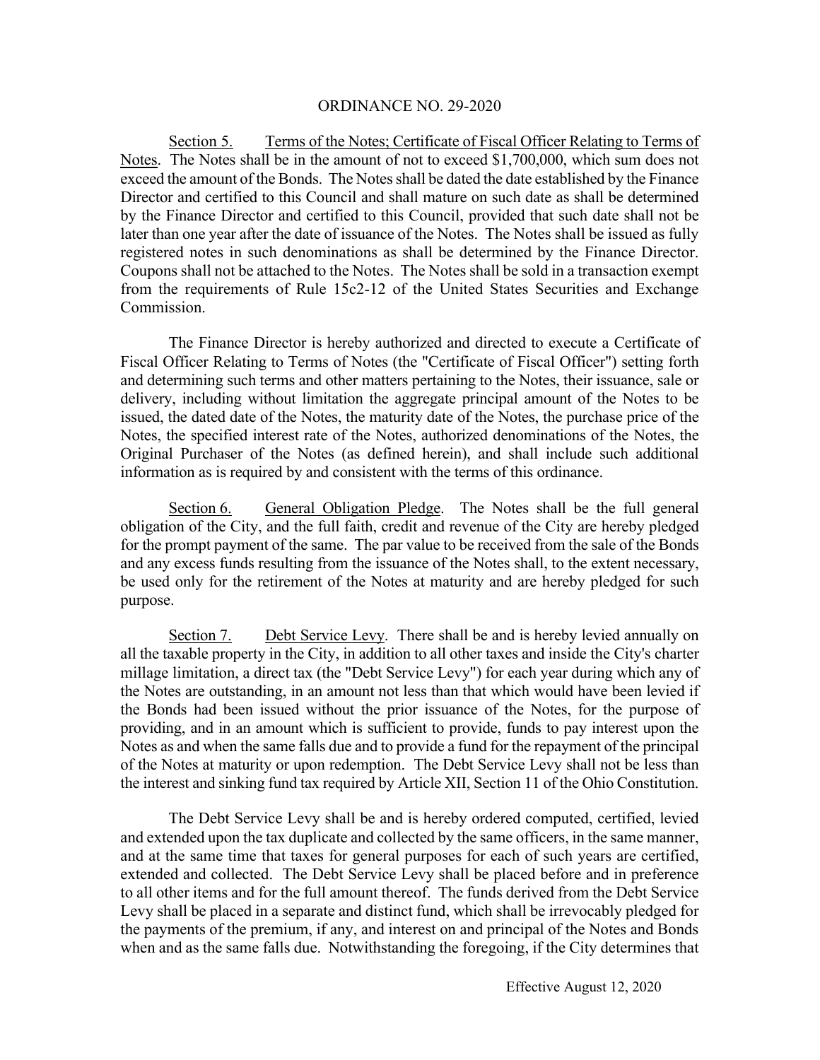ORDINANCE NO. 29-2020

<u>Section 5.</u> <u>Terms of the Notes; Certificate of Fiscal Officer Relating to Terms of Notes</u>. The Notes shall be in the amount of not to exceed $1,700,000, which sum does not exceed the amount of the Bonds. The Notes shall be dated the date established by the Finance Director and certified to this Council and shall mature on such date as shall be determined by the Finance Director and certified to this Council, provided that such date shall not be later than one year after the date of issuance of the Notes. The Notes shall be issued as fully registered notes in such denominations as shall be determined by the Finance Director. Coupons shall not be attached to the Notes. The Notes shall be sold in a transaction exempt from the requirements of Rule 15c2-12 of the United States Securities and Exchange Commission.

The Finance Director is hereby authorized and directed to execute a Certificate of Fiscal Officer Relating to Terms of Notes (the "Certificate of Fiscal Officer") setting forth and determining such terms and other matters pertaining to the Notes, their issuance, sale or delivery, including without limitation the aggregate principal amount of the Notes to be issued, the dated date of the Notes, the maturity date of the Notes, the purchase price of the Notes, the specified interest rate of the Notes, authorized denominations of the Notes, the Original Purchaser of the Notes (as defined herein), and shall include such additional information as is required by and consistent with the terms of this ordinance.

<u>Section 6.</u> <u>General Obligation Pledge</u>. The Notes shall be the full general obligation of the City, and the full faith, credit and revenue of the City are hereby pledged for the prompt payment of the same. The par value to be received from the sale of the Bonds and any excess funds resulting from the issuance of the Notes shall, to the extent necessary, be used only for the retirement of the Notes at maturity and are hereby pledged for such purpose.

<u>Section 7.</u> <u>Debt Service Levy</u>. There shall be and is hereby levied annually on all the taxable property in the City, in addition to all other taxes and inside the City's charter millage limitation, a direct tax (the "Debt Service Levy") for each year during which any of the Notes are outstanding, in an amount not less than that which would have been levied if the Bonds had been issued without the prior issuance of the Notes, for the purpose of providing, and in an amount which is sufficient to provide, funds to pay interest upon the Notes as and when the same falls due and to provide a fund for the repayment of the principal of the Notes at maturity or upon redemption. The Debt Service Levy shall not be less than the interest and sinking fund tax required by Article XII, Section 11 of the Ohio Constitution.

The Debt Service Levy shall be and is hereby ordered computed, certified, levied and extended upon the tax duplicate and collected by the same officers, in the same manner, and at the same time that taxes for general purposes for each of such years are certified, extended and collected. The Debt Service Levy shall be placed before and in preference to all other items and for the full amount thereof. The funds derived from the Debt Service Levy shall be placed in a separate and distinct fund, which shall be irrevocably pledged for the payments of the premium, if any, and interest on and principal of the Notes and Bonds when and as the same falls due. Notwithstanding the foregoing, if the City determines that

Effective August 12, 2020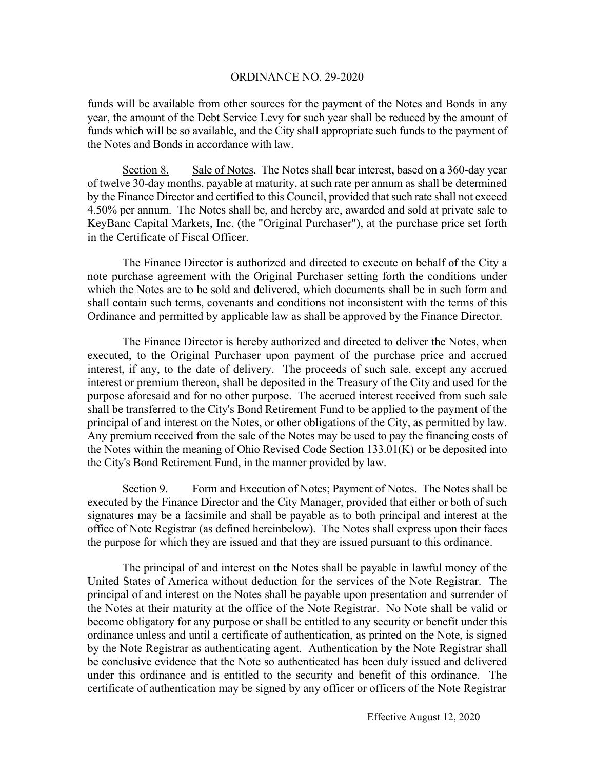funds will be available from other sources for the payment of the Notes and Bonds in any year, the amount of the Debt Service Levy for such year shall be reduced by the amount of funds which will be so available, and the City shall appropriate such funds to the payment of the Notes and Bonds in accordance with law.

Section 8. Sale of Notes. The Notes shall bear interest, based on a 360-day year of twelve 30-day months, payable at maturity, at such rate per annum as shall be determined by the Finance Director and certified to this Council, provided that such rate shall not exceed 4.50% per annum. The Notes shall be, and hereby are, awarded and sold at private sale to KeyBanc Capital Markets, Inc. (the "Original Purchaser"), at the purchase price set forth in the Certificate of Fiscal Officer.

The Finance Director is authorized and directed to execute on behalf of the City a note purchase agreement with the Original Purchaser setting forth the conditions under which the Notes are to be sold and delivered, which documents shall be in such form and shall contain such terms, covenants and conditions not inconsistent with the terms of this Ordinance and permitted by applicable law as shall be approved by the Finance Director.

The Finance Director is hereby authorized and directed to deliver the Notes, when executed, to the Original Purchaser upon payment of the purchase price and accrued interest, if any, to the date of delivery. The proceeds of such sale, except any accrued interest or premium thereon, shall be deposited in the Treasury of the City and used for the purpose aforesaid and for no other purpose. The accrued interest received from such sale shall be transferred to the City's Bond Retirement Fund to be applied to the payment of the principal of and interest on the Notes, or other obligations of the City, as permitted by law. Any premium received from the sale of the Notes may be used to pay the financing costs of the Notes within the meaning of Ohio Revised Code Section 133.01(K) or be deposited into the City's Bond Retirement Fund, in the manner provided by law.

Section 9. Form and Execution of Notes; Payment of Notes. The Notes shall be executed by the Finance Director and the City Manager, provided that either or both of such signatures may be a facsimile and shall be payable as to both principal and interest at the office of Note Registrar (as defined hereinbelow). The Notes shall express upon their faces the purpose for which they are issued and that they are issued pursuant to this ordinance.

The principal of and interest on the Notes shall be payable in lawful money of the United States of America without deduction for the services of the Note Registrar. The principal of and interest on the Notes shall be payable upon presentation and surrender of the Notes at their maturity at the office of the Note Registrar. No Note shall be valid or become obligatory for any purpose or shall be entitled to any security or benefit under this ordinance unless and until a certificate of authentication, as printed on the Note, is signed by the Note Registrar as authenticating agent. Authentication by the Note Registrar shall be conclusive evidence that the Note so authenticated has been duly issued and delivered under this ordinance and is entitled to the security and benefit of this ordinance. The certificate of authentication may be signed by any officer or officers of the Note Registrar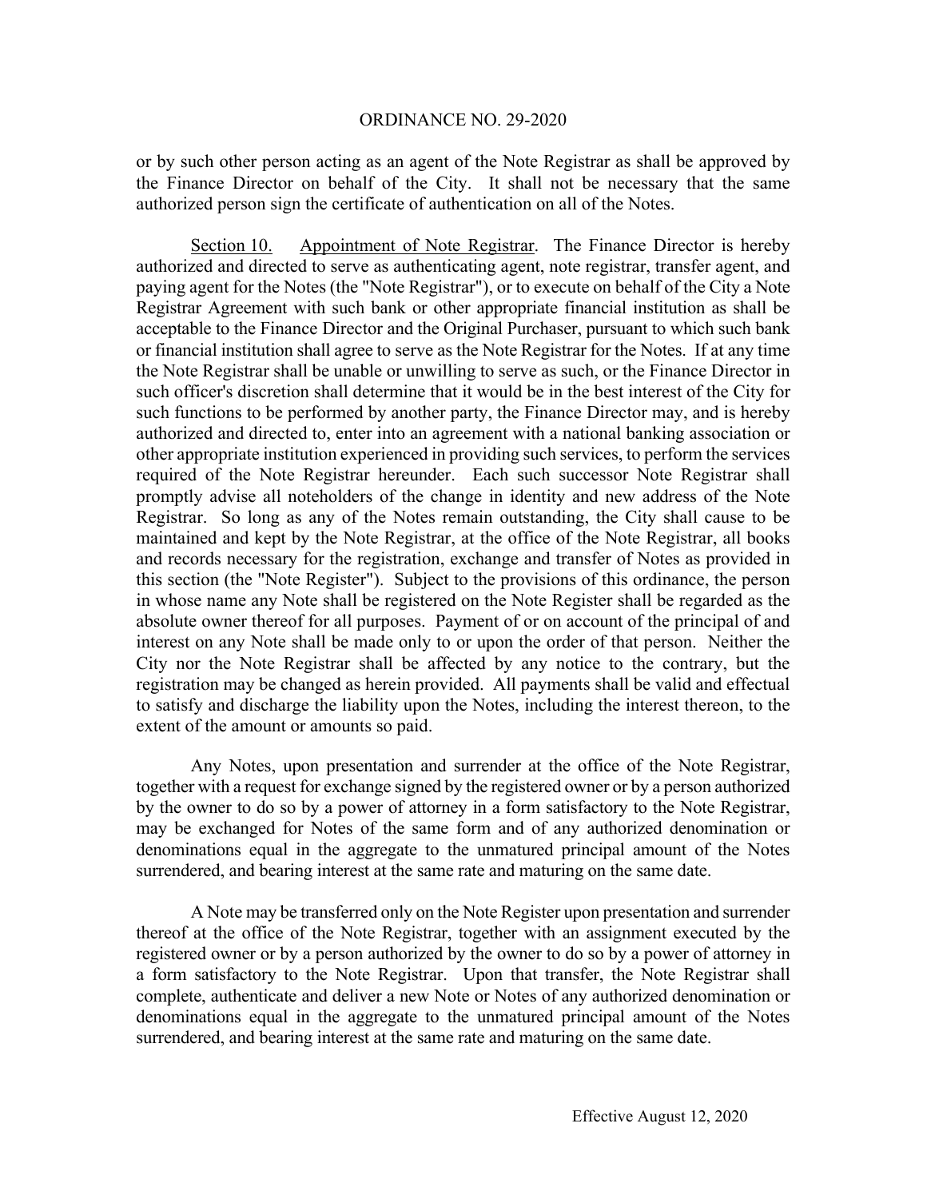or by such other person acting as an agent of the Note Registrar as shall be approved by the Finance Director on behalf of the City. It shall not be necessary that the same authorized person sign the certificate of authentication on all of the Notes.

Section 10. Appointment of Note Registrar. The Finance Director is hereby authorized and directed to serve as authenticating agent, note registrar, transfer agent, and paying agent for the Notes (the "Note Registrar"), or to execute on behalf of the City a Note Registrar Agreement with such bank or other appropriate financial institution as shall be acceptable to the Finance Director and the Original Purchaser, pursuant to which such bank or financial institution shall agree to serve as the Note Registrar for the Notes. If at any time the Note Registrar shall be unable or unwilling to serve as such, or the Finance Director in such officer's discretion shall determine that it would be in the best interest of the City for such functions to be performed by another party, the Finance Director may, and is hereby authorized and directed to, enter into an agreement with a national banking association or other appropriate institution experienced in providing such services, to perform the services required of the Note Registrar hereunder. Each such successor Note Registrar shall promptly advise all noteholders of the change in identity and new address of the Note Registrar. So long as any of the Notes remain outstanding, the City shall cause to be maintained and kept by the Note Registrar, at the office of the Note Registrar, all books and records necessary for the registration, exchange and transfer of Notes as provided in this section (the "Note Register"). Subject to the provisions of this ordinance, the person in whose name any Note shall be registered on the Note Register shall be regarded as the absolute owner thereof for all purposes. Payment of or on account of the principal of and interest on any Note shall be made only to or upon the order of that person. Neither the City nor the Note Registrar shall be affected by any notice to the contrary, but the registration may be changed as herein provided. All payments shall be valid and effectual to satisfy and discharge the liability upon the Notes, including the interest thereon, to the extent of the amount or amounts so paid.

Any Notes, upon presentation and surrender at the office of the Note Registrar, together with a request for exchange signed by the registered owner or by a person authorized by the owner to do so by a power of attorney in a form satisfactory to the Note Registrar, may be exchanged for Notes of the same form and of any authorized denomination or denominations equal in the aggregate to the unmatured principal amount of the Notes surrendered, and bearing interest at the same rate and maturing on the same date.

A Note may be transferred only on the Note Register upon presentation and surrender thereof at the office of the Note Registrar, together with an assignment executed by the registered owner or by a person authorized by the owner to do so by a power of attorney in a form satisfactory to the Note Registrar. Upon that transfer, the Note Registrar shall complete, authenticate and deliver a new Note or Notes of any authorized denomination or denominations equal in the aggregate to the unmatured principal amount of the Notes surrendered, and bearing interest at the same rate and maturing on the same date.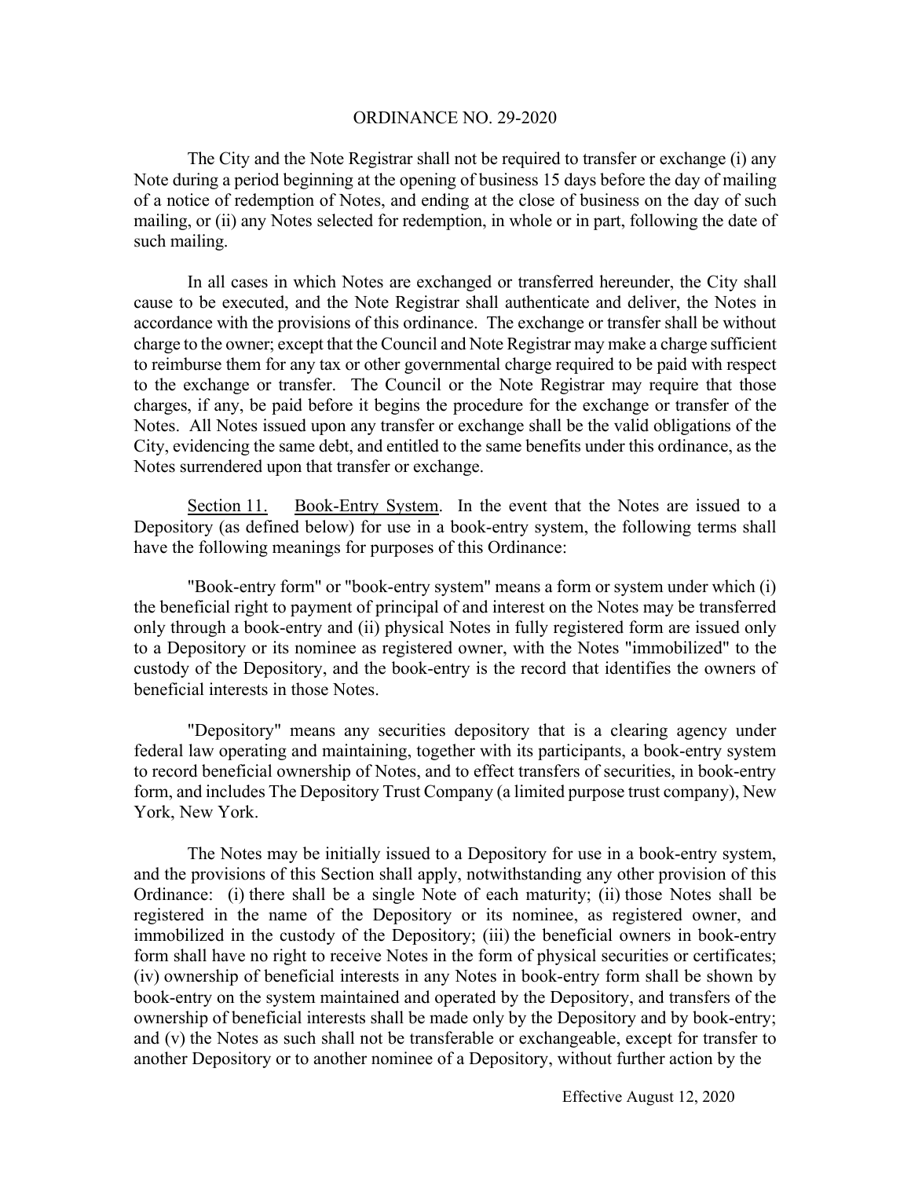The City and the Note Registrar shall not be required to transfer or exchange (i) any Note during a period beginning at the opening of business 15 days before the day of mailing of a notice of redemption of Notes, and ending at the close of business on the day of such mailing, or (ii) any Notes selected for redemption, in whole or in part, following the date of such mailing.

In all cases in which Notes are exchanged or transferred hereunder, the City shall cause to be executed, and the Note Registrar shall authenticate and deliver, the Notes in accordance with the provisions of this ordinance. The exchange or transfer shall be without charge to the owner; except that the Council and Note Registrar may make a charge sufficient to reimburse them for any tax or other governmental charge required to be paid with respect to the exchange or transfer. The Council or the Note Registrar may require that those charges, if any, be paid before it begins the procedure for the exchange or transfer of the Notes. All Notes issued upon any transfer or exchange shall be the valid obligations of the City, evidencing the same debt, and entitled to the same benefits under this ordinance, as the Notes surrendered upon that transfer or exchange.

Section 11. Book-Entry System. In the event that the Notes are issued to a Depository (as defined below) for use in a book-entry system, the following terms shall have the following meanings for purposes of this Ordinance:

"Book-entry form" or "book-entry system" means a form or system under which (i) the beneficial right to payment of principal of and interest on the Notes may be transferred only through a book-entry and (ii) physical Notes in fully registered form are issued only to a Depository or its nominee as registered owner, with the Notes "immobilized" to the custody of the Depository, and the book-entry is the record that identifies the owners of beneficial interests in those Notes.

"Depository" means any securities depository that is a clearing agency under federal law operating and maintaining, together with its participants, a book-entry system to record beneficial ownership of Notes, and to effect transfers of securities, in book-entry form, and includes The Depository Trust Company (a limited purpose trust company), New York, New York.

The Notes may be initially issued to a Depository for use in a book-entry system, and the provisions of this Section shall apply, notwithstanding any other provision of this Ordinance: (i) there shall be a single Note of each maturity; (ii) those Notes shall be registered in the name of the Depository or its nominee, as registered owner, and immobilized in the custody of the Depository; (iii) the beneficial owners in book-entry form shall have no right to receive Notes in the form of physical securities or certificates; (iv) ownership of beneficial interests in any Notes in book-entry form shall be shown by book-entry on the system maintained and operated by the Depository, and transfers of the ownership of beneficial interests shall be made only by the Depository and by book-entry; and (v) the Notes as such shall not be transferable or exchangeable, except for transfer to another Depository or to another nominee of a Depository, without further action by the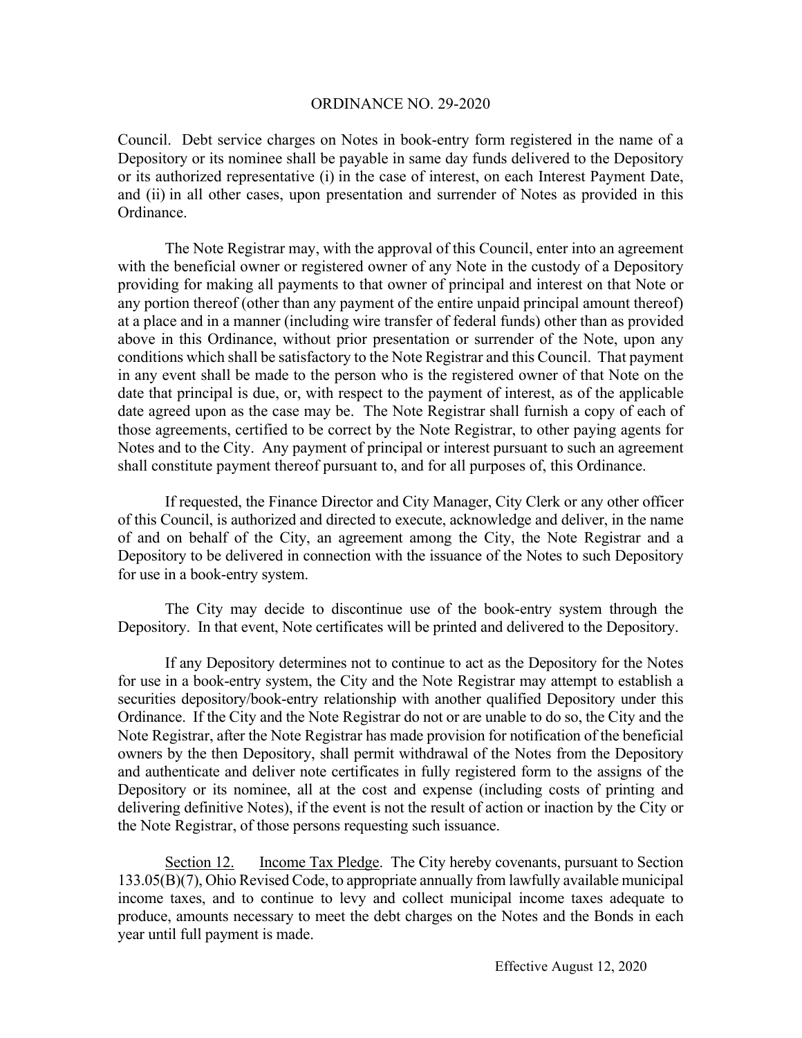Council. Debt service charges on Notes in book-entry form registered in the name of a Depository or its nominee shall be payable in same day funds delivered to the Depository or its authorized representative (i) in the case of interest, on each Interest Payment Date, and (ii) in all other cases, upon presentation and surrender of Notes as provided in this Ordinance.

The Note Registrar may, with the approval of this Council, enter into an agreement with the beneficial owner or registered owner of any Note in the custody of a Depository providing for making all payments to that owner of principal and interest on that Note or any portion thereof (other than any payment of the entire unpaid principal amount thereof) at a place and in a manner (including wire transfer of federal funds) other than as provided above in this Ordinance, without prior presentation or surrender of the Note, upon any conditions which shall be satisfactory to the Note Registrar and this Council. That payment in any event shall be made to the person who is the registered owner of that Note on the date that principal is due, or, with respect to the payment of interest, as of the applicable date agreed upon as the case may be. The Note Registrar shall furnish a copy of each of those agreements, certified to be correct by the Note Registrar, to other paying agents for Notes and to the City. Any payment of principal or interest pursuant to such an agreement shall constitute payment thereof pursuant to, and for all purposes of, this Ordinance.

If requested, the Finance Director and City Manager, City Clerk or any other officer of this Council, is authorized and directed to execute, acknowledge and deliver, in the name of and on behalf of the City, an agreement among the City, the Note Registrar and a Depository to be delivered in connection with the issuance of the Notes to such Depository for use in a book-entry system.

The City may decide to discontinue use of the book-entry system through the Depository. In that event, Note certificates will be printed and delivered to the Depository.

If any Depository determines not to continue to act as the Depository for the Notes for use in a book-entry system, the City and the Note Registrar may attempt to establish a securities depository/book-entry relationship with another qualified Depository under this Ordinance. If the City and the Note Registrar do not or are unable to do so, the City and the Note Registrar, after the Note Registrar has made provision for notification of the beneficial owners by the then Depository, shall permit withdrawal of the Notes from the Depository and authenticate and deliver note certificates in fully registered form to the assigns of the Depository or its nominee, all at the cost and expense (including costs of printing and delivering definitive Notes), if the event is not the result of action or inaction by the City or the Note Registrar, of those persons requesting such issuance.

Section 12. Income Tax Pledge. The City hereby covenants, pursuant to Section 133.05(B)(7), Ohio Revised Code, to appropriate annually from lawfully available municipal income taxes, and to continue to levy and collect municipal income taxes adequate to produce, amounts necessary to meet the debt charges on the Notes and the Bonds in each year until full payment is made.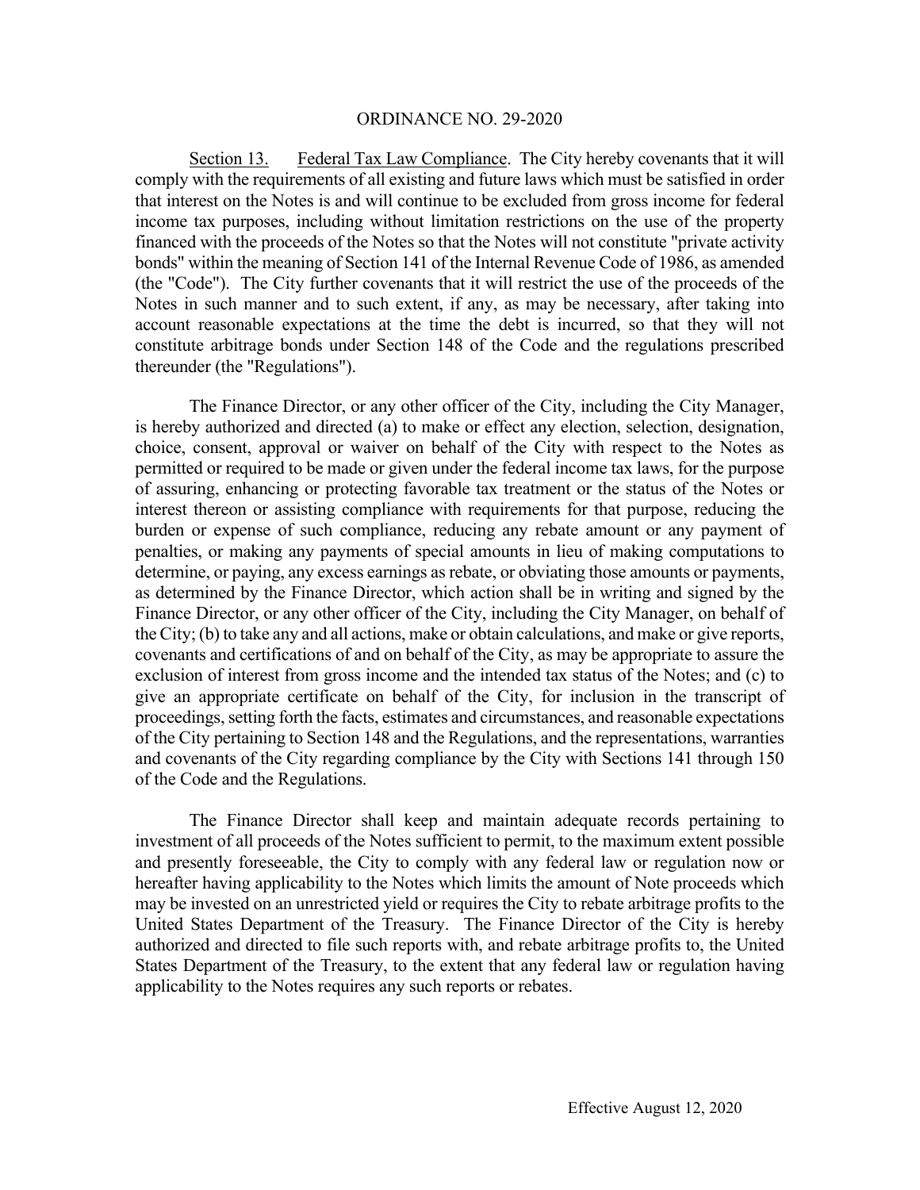ORDINANCE NO. 29-2020

Section 13. Federal Tax Law Compliance. The City hereby covenants that it will comply with the requirements of all existing and future laws which must be satisfied in order that interest on the Notes is and will continue to be excluded from gross income for federal income tax purposes, including without limitation restrictions on the use of the property financed with the proceeds of the Notes so that the Notes will not constitute "private activity bonds" within the meaning of Section 141 of the Internal Revenue Code of 1986, as amended (the "Code"). The City further covenants that it will restrict the use of the proceeds of the Notes in such manner and to such extent, if any, as may be necessary, after taking into account reasonable expectations at the time the debt is incurred, so that they will not constitute arbitrage bonds under Section 148 of the Code and the regulations prescribed thereunder (the "Regulations").

The Finance Director, or any other officer of the City, including the City Manager, is hereby authorized and directed (a) to make or effect any election, selection, designation, choice, consent, approval or waiver on behalf of the City with respect to the Notes as permitted or required to be made or given under the federal income tax laws, for the purpose of assuring, enhancing or protecting favorable tax treatment or the status of the Notes or interest thereon or assisting compliance with requirements for that purpose, reducing the burden or expense of such compliance, reducing any rebate amount or any payment of penalties, or making any payments of special amounts in lieu of making computations to determine, or paying, any excess earnings as rebate, or obviating those amounts or payments, as determined by the Finance Director, which action shall be in writing and signed by the Finance Director, or any other officer of the City, including the City Manager, on behalf of the City; (b) to take any and all actions, make or obtain calculations, and make or give reports, covenants and certifications of and on behalf of the City, as may be appropriate to assure the exclusion of interest from gross income and the intended tax status of the Notes; and (c) to give an appropriate certificate on behalf of the City, for inclusion in the transcript of proceedings, setting forth the facts, estimates and circumstances, and reasonable expectations of the City pertaining to Section 148 and the Regulations, and the representations, warranties and covenants of the City regarding compliance by the City with Sections 141 through 150 of the Code and the Regulations.

The Finance Director shall keep and maintain adequate records pertaining to investment of all proceeds of the Notes sufficient to permit, to the maximum extent possible and presently foreseeable, the City to comply with any federal law or regulation now or hereafter having applicability to the Notes which limits the amount of Note proceeds which may be invested on an unrestricted yield or requires the City to rebate arbitrage profits to the United States Department of the Treasury. The Finance Director of the City is hereby authorized and directed to file such reports with, and rebate arbitrage profits to, the United States Department of the Treasury, to the extent that any federal law or regulation having applicability to the Notes requires any such reports or rebates.

Effective August 12, 2020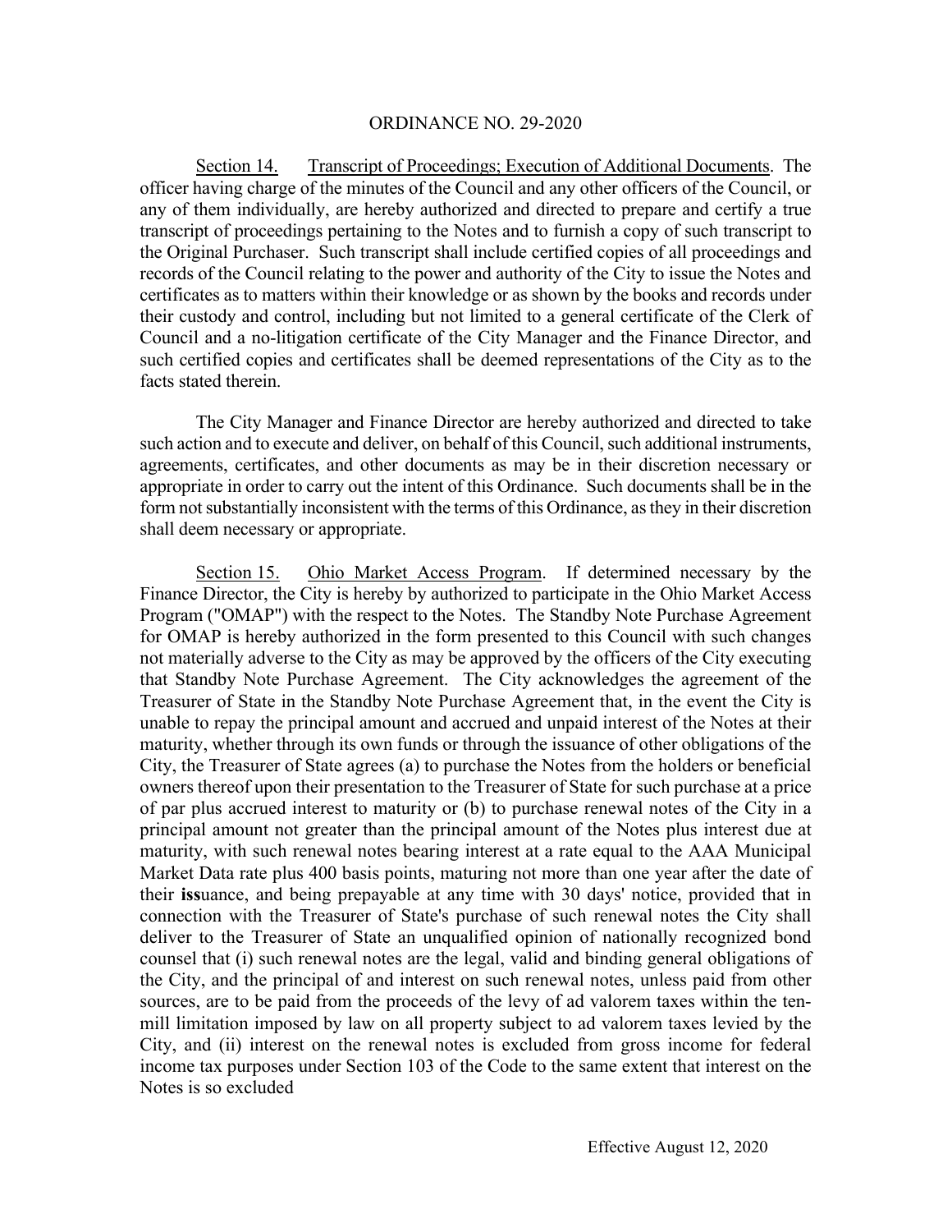ORDINANCE NO. 29-2020

<u>Section 14.</u> <u>Transcript of Proceedings; Execution of Additional Documents</u>. The officer having charge of the minutes of the Council and any other officers of the Council, or any of them individually, are hereby authorized and directed to prepare and certify a true transcript of proceedings pertaining to the Notes and to furnish a copy of such transcript to the Original Purchaser. Such transcript shall include certified copies of all proceedings and records of the Council relating to the power and authority of the City to issue the Notes and certificates as to matters within their knowledge or as shown by the books and records under their custody and control, including but not limited to a general certificate of the Clerk of Council and a no-litigation certificate of the City Manager and the Finance Director, and such certified copies and certificates shall be deemed representations of the City as to the facts stated therein.

The City Manager and Finance Director are hereby authorized and directed to take such action and to execute and deliver, on behalf of this Council, such additional instruments, agreements, certificates, and other documents as may be in their discretion necessary or appropriate in order to carry out the intent of this Ordinance. Such documents shall be in the form not substantially inconsistent with the terms of this Ordinance, as they in their discretion shall deem necessary or appropriate.

<u>Section 15.</u> <u>Ohio Market Access Program</u>. If determined necessary by the Finance Director, the City is hereby by authorized to participate in the Ohio Market Access Program ("OMAP") with the respect to the Notes. The Standby Note Purchase Agreement for OMAP is hereby authorized in the form presented to this Council with such changes not materially adverse to the City as may be approved by the officers of the City executing that Standby Note Purchase Agreement. The City acknowledges the agreement of the Treasurer of State in the Standby Note Purchase Agreement that, in the event the City is unable to repay the principal amount and accrued and unpaid interest of the Notes at their maturity, whether through its own funds or through the issuance of other obligations of the City, the Treasurer of State agrees (a) to purchase the Notes from the holders or beneficial owners thereof upon their presentation to the Treasurer of State for such purchase at a price of par plus accrued interest to maturity or (b) to purchase renewal notes of the City in a principal amount not greater than the principal amount of the Notes plus interest due at maturity, with such renewal notes bearing interest at a rate equal to the AAA Municipal Market Data rate plus 400 basis points, maturing not more than one year after the date of their issuance, and being prepayable at any time with 30 days' notice, provided that in connection with the Treasurer of State's purchase of such renewal notes the City shall deliver to the Treasurer of State an unqualified opinion of nationally recognized bond counsel that (i) such renewal notes are the legal, valid and binding general obligations of the City, and the principal of and interest on such renewal notes, unless paid from other sources, are to be paid from the proceeds of the levy of ad valorem taxes within the ten-mill limitation imposed by law on all property subject to ad valorem taxes levied by the City, and (ii) interest on the renewal notes is excluded from gross income for federal income tax purposes under Section 103 of the Code to the same extent that interest on the Notes is so excluded

Effective August 12, 2020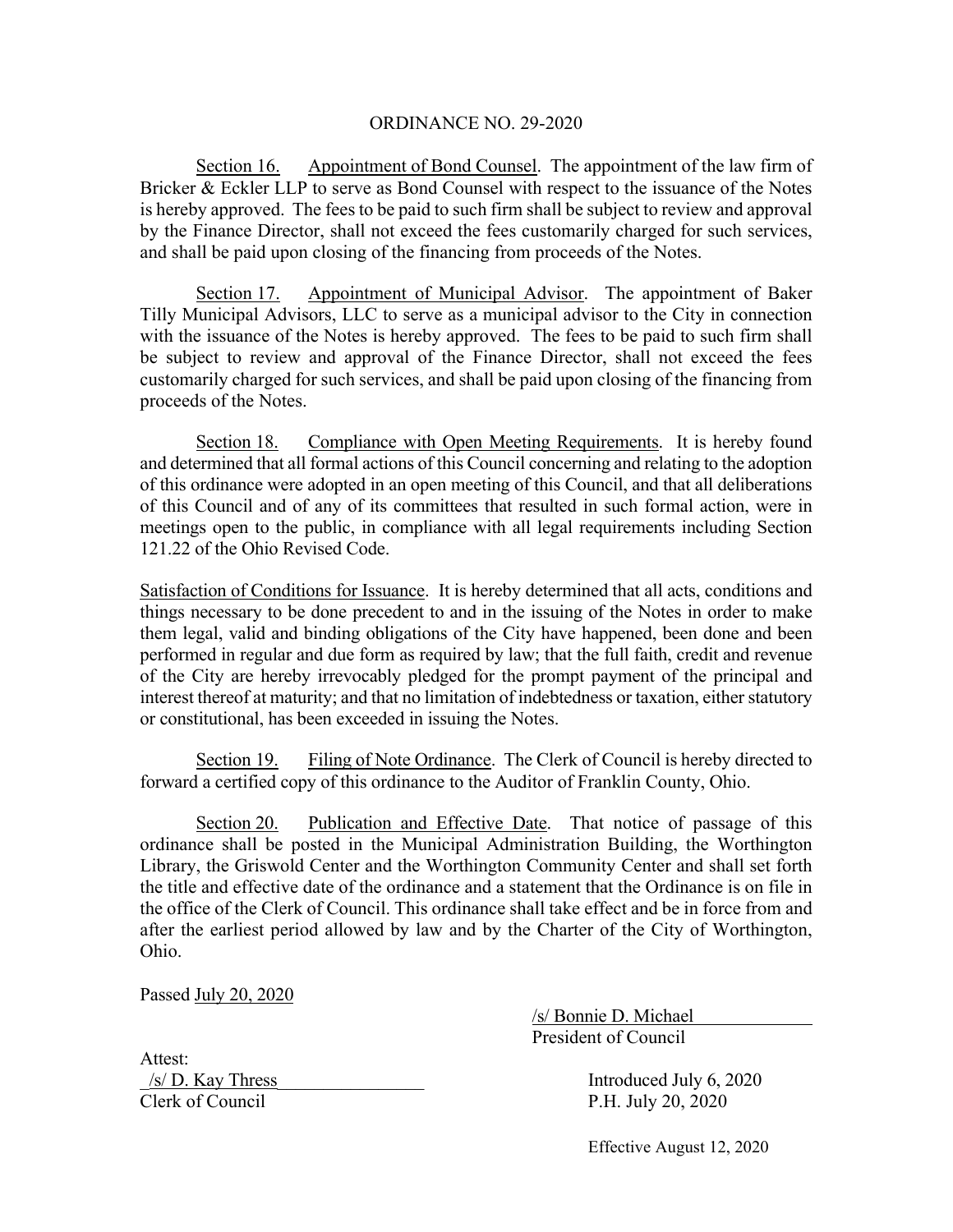ORDINANCE NO. 29-2020

Section 16. Appointment of Bond Counsel. The appointment of the law firm of Bricker & Eckler LLP to serve as Bond Counsel with respect to the issuance of the Notes is hereby approved. The fees to be paid to such firm shall be subject to review and approval by the Finance Director, shall not exceed the fees customarily charged for such services, and shall be paid upon closing of the financing from proceeds of the Notes.

Section 17. Appointment of Municipal Advisor. The appointment of Baker Tilly Municipal Advisors, LLC to serve as a municipal advisor to the City in connection with the issuance of the Notes is hereby approved. The fees to be paid to such firm shall be subject to review and approval of the Finance Director, shall not exceed the fees customarily charged for such services, and shall be paid upon closing of the financing from proceeds of the Notes.

Section 18. Compliance with Open Meeting Requirements. It is hereby found and determined that all formal actions of this Council concerning and relating to the adoption of this ordinance were adopted in an open meeting of this Council, and that all deliberations of this Council and of any of its committees that resulted in such formal action, were in meetings open to the public, in compliance with all legal requirements including Section 121.22 of the Ohio Revised Code.

Satisfaction of Conditions for Issuance. It is hereby determined that all acts, conditions and things necessary to be done precedent to and in the issuing of the Notes in order to make them legal, valid and binding obligations of the City have happened, been done and been performed in regular and due form as required by law; that the full faith, credit and revenue of the City are hereby irrevocably pledged for the prompt payment of the principal and interest thereof at maturity; and that no limitation of indebtedness or taxation, either statutory or constitutional, has been exceeded in issuing the Notes.

Section 19. Filing of Note Ordinance. The Clerk of Council is hereby directed to forward a certified copy of this ordinance to the Auditor of Franklin County, Ohio.

Section 20. Publication and Effective Date. That notice of passage of this ordinance shall be posted in the Municipal Administration Building, the Worthington Library, the Griswold Center and the Worthington Community Center and shall set forth the title and effective date of the ordinance and a statement that the Ordinance is on file in the office of the Clerk of Council. This ordinance shall take effect and be in force from and after the earliest period allowed by law and by the Charter of the City of Worthington, Ohio.

Passed July 20, 2020

/s/ Bonnie D. Michael
President of Council

Attest:
/s/ D. Kay Thress
Clerk of Council

Introduced July 6, 2020
P.H. July 20, 2020

Effective August 12, 2020